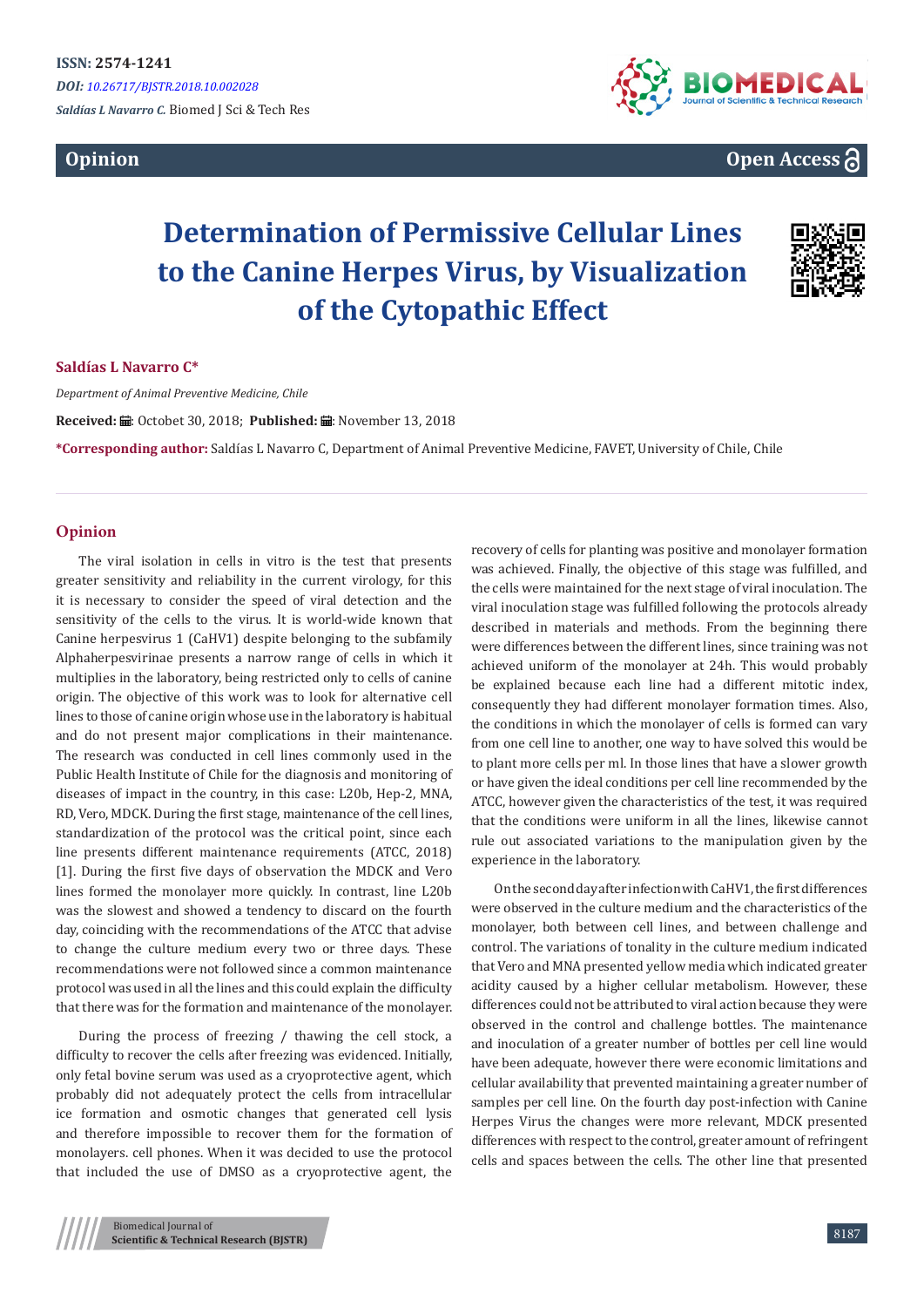ISSN: 2574-1241

*DOI: 10.26717/BJSTR.2018.10.002028*

***Saldías L Navarro C.*** Biomed J Sci & Tech Res

**Opinion**

**Open Access**

# Determination of Permissive Cellular Lines to the Canine Herpes Virus, by Visualization of the Cytopathic Effect

**Saldías L Navarro C\***

*Department of Animal Preventive Medicine, Chile*

**Received:** Octobet 30, 2018; **Published:** November 13, 2018

**\*Corresponding author:** Saldías L Navarro C, Department of Animal Preventive Medicine, FAVET, University of Chile, Chile

## Opinion

The viral isolation in cells in vitro is the test that presents greater sensitivity and reliability in the current virology, for this it is necessary to consider the speed of viral detection and the sensitivity of the cells to the virus. It is world-wide known that Canine herpesvirus 1 (CaHV1) despite belonging to the subfamily Alphaherpesvirinae presents a narrow range of cells in which it multiplies in the laboratory, being restricted only to cells of canine origin. The objective of this work was to look for alternative cell lines to those of canine origin whose use in the laboratory is habitual and do not present major complications in their maintenance. The research was conducted in cell lines commonly used in the Public Health Institute of Chile for the diagnosis and monitoring of diseases of impact in the country, in this case: L20b, Hep-2, MNA, RD, Vero, MDCK. During the first stage, maintenance of the cell lines, standardization of the protocol was the critical point, since each line presents different maintenance requirements (ATCC, 2018) [1]. During the first five days of observation the MDCK and Vero lines formed the monolayer more quickly. In contrast, line L20b was the slowest and showed a tendency to discard on the fourth day, coinciding with the recommendations of the ATCC that advise to change the culture medium every two or three days. These recommendations were not followed since a common maintenance protocol was used in all the lines and this could explain the difficulty that there was for the formation and maintenance of the monolayer.

During the process of freezing / thawing the cell stock, a difficulty to recover the cells after freezing was evidenced. Initially, only fetal bovine serum was used as a cryoprotective agent, which probably did not adequately protect the cells from intracellular ice formation and osmotic changes that generated cell lysis and therefore impossible to recover them for the formation of monolayers. cell phones. When it was decided to use the protocol that included the use of DMSO as a cryoprotective agent, the recovery of cells for planting was positive and monolayer formation was achieved. Finally, the objective of this stage was fulfilled, and the cells were maintained for the next stage of viral inoculation. The viral inoculation stage was fulfilled following the protocols already described in materials and methods. From the beginning there were differences between the different lines, since training was not achieved uniform of the monolayer at 24h. This would probably be explained because each line had a different mitotic index, consequently they had different monolayer formation times. Also, the conditions in which the monolayer of cells is formed can vary from one cell line to another, one way to have solved this would be to plant more cells per ml. In those lines that have a slower growth or have given the ideal conditions per cell line recommended by the ATCC, however given the characteristics of the test, it was required that the conditions were uniform in all the lines, likewise cannot rule out associated variations to the manipulation given by the experience in the laboratory.

On the second day after infection with CaHV1, the first differences were observed in the culture medium and the characteristics of the monolayer, both between cell lines, and between challenge and control. The variations of tonality in the culture medium indicated that Vero and MNA presented yellow media which indicated greater acidity caused by a higher cellular metabolism. However, these differences could not be attributed to viral action because they were observed in the control and challenge bottles. The maintenance and inoculation of a greater number of bottles per cell line would have been adequate, however there were economic limitations and cellular availability that prevented maintaining a greater number of samples per cell line. On the fourth day post-infection with Canine Herpes Virus the changes were more relevant, MDCK presented differences with respect to the control, greater amount of refringent cells and spaces between the cells. The other line that presented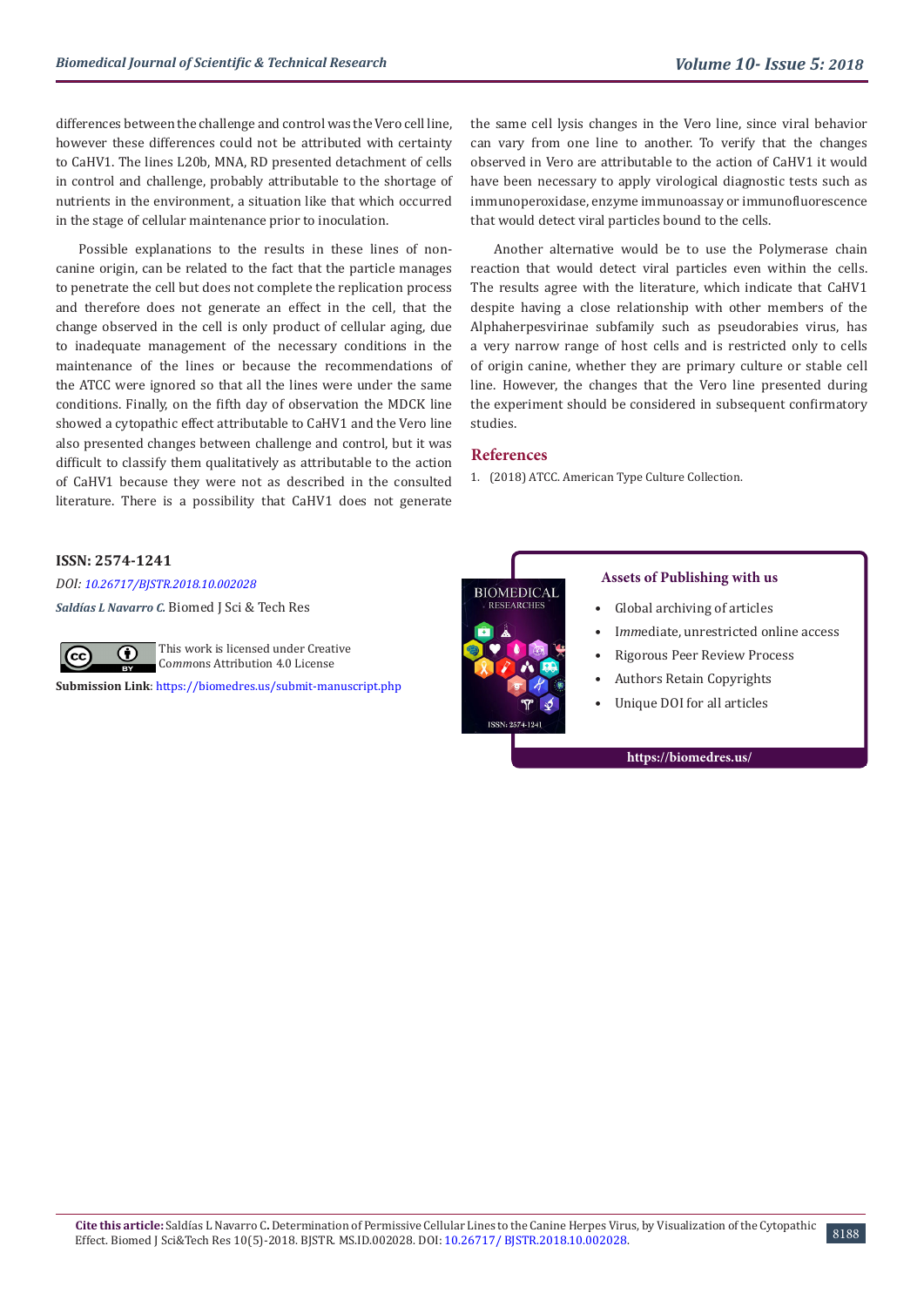differences between the challenge and control was the Vero cell line, however these differences could not be attributed with certainty to CaHV1. The lines L20b, MNA, RD presented detachment of cells in control and challenge, probably attributable to the shortage of nutrients in the environment, a situation like that which occurred in the stage of cellular maintenance prior to inoculation.

Possible explanations to the results in these lines of non-canine origin, can be related to the fact that the particle manages to penetrate the cell but does not complete the replication process and therefore does not generate an effect in the cell, that the change observed in the cell is only product of cellular aging, due to inadequate management of the necessary conditions in the maintenance of the lines or because the recommendations of the ATCC were ignored so that all the lines were under the same conditions. Finally, on the fifth day of observation the MDCK line showed a cytopathic effect attributable to CaHV1 and the Vero line also presented changes between challenge and control, but it was difficult to classify them qualitatively as attributable to the action of CaHV1 because they were not as described in the consulted literature. There is a possibility that CaHV1 does not generate the same cell lysis changes in the Vero line, since viral behavior can vary from one line to another. To verify that the changes observed in Vero are attributable to the action of CaHV1 it would have been necessary to apply virological diagnostic tests such as immunoperoxidase, enzyme immunoassay or immunofluorescence that would detect viral particles bound to the cells.

Another alternative would be to use the Polymerase chain reaction that would detect viral particles even within the cells. The results agree with the literature, which indicate that CaHV1 despite having a close relationship with other members of the Alphaherpesvirinae subfamily such as pseudorabies virus, has a very narrow range of host cells and is restricted only to cells of origin canine, whether they are primary culture or stable cell line. However, the changes that the Vero line presented during the experiment should be considered in subsequent confirmatory studies.

## References

1. (2018) ATCC. American Type Culture Collection.

**ISSN: 2574-1241**

*DOI: 10.26717/BJSTR.2018.10.002028*

***Saldías L Navarro C.*** Biomed J Sci & Tech Res

This work is licensed under Creative Commons Attribution 4.0 License

**Submission Link**: https://biomedres.us/submit-manuscript.php

**Assets of Publishing with us**

- Global archiving of articles
- Immediate, unrestricted online access
- Rigorous Peer Review Process
- Authors Retain Copyrights
- Unique DOI for all articles

**https://biomedres.us/**